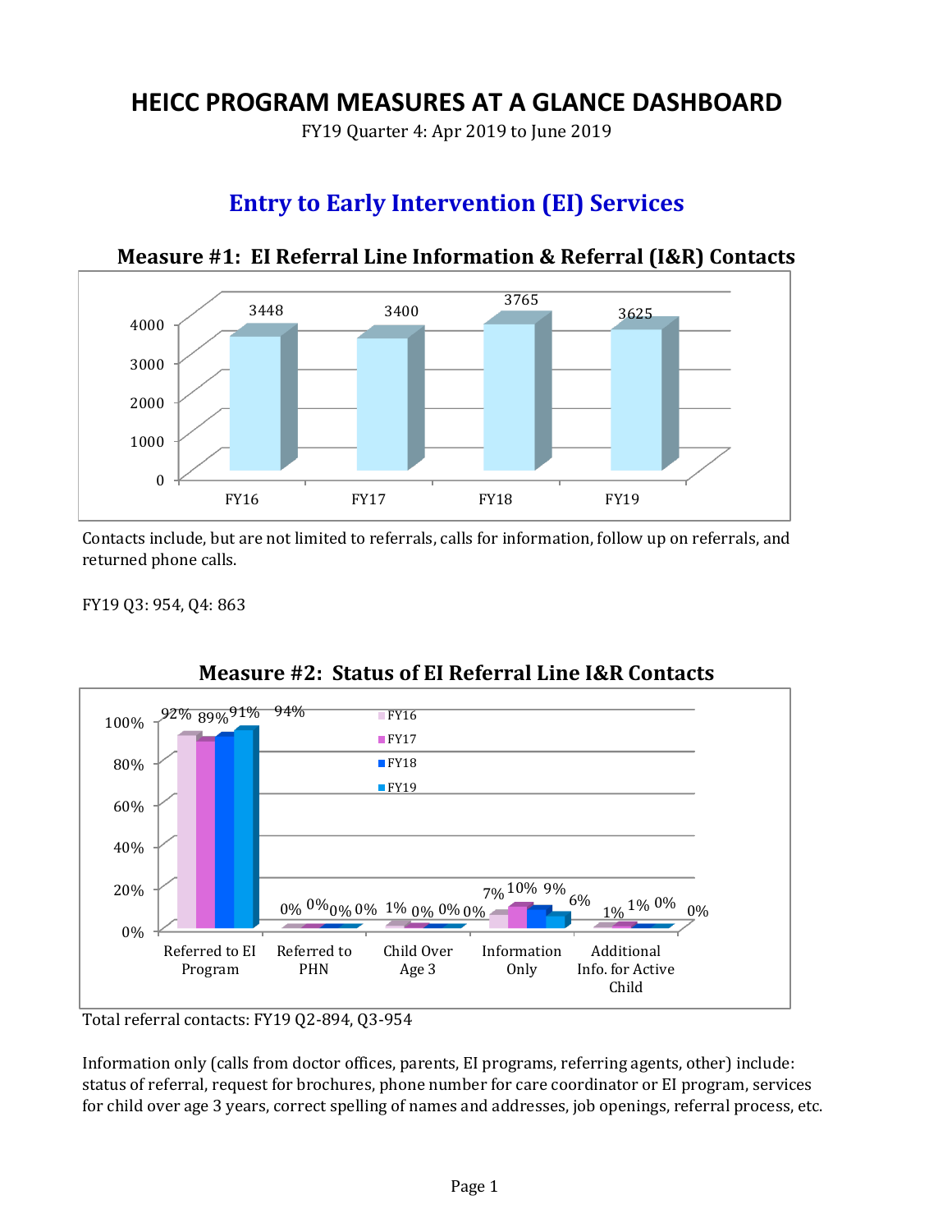# HEICC PROGRAM MEASURES AT A GLANCE DASHBOARD

FY19 Quarter 4: Apr 2019 to June 2019

## Entry to Early Intervention (EI) Services

### Measure #1: EI Referral Line Information & Referral (I&R) Contacts

| | FY16 | FY17 | FY18 | FY19 |
|---|---|---|---|---|
| Contacts | 3448 | 3400 | 3765 | 3625 |

Contacts include, but are not limited to referrals, calls for information, follow up on referrals, and returned phone calls.

FY19 Q3: 954, Q4: 863

### Measure #2: Status of EI Referral Line I&R Contacts

| | FY16 | FY17 | FY18 | FY19 |
|---|---|---|---|---|
| Referred to EI Program | 92% | 89% | 91% | 94% |
| Referred to PHN | 0% | 0% | 0% | 0% |
| Child Over Age 3 | 1% | 0% | 0% | 0% |
| Information Only | 7% | 10% | 9% | 6% |
| Additional Info. for Active Child | 1% | 1% | 0% | 0% |

Total referral contacts: FY19 Q2-894, Q3-954

Information only (calls from doctor offices, parents, EI programs, referring agents, other) include: status of referral, request for brochures, phone number for care coordinator or EI program, services for child over age 3 years, correct spelling of names and addresses, job openings, referral process, etc.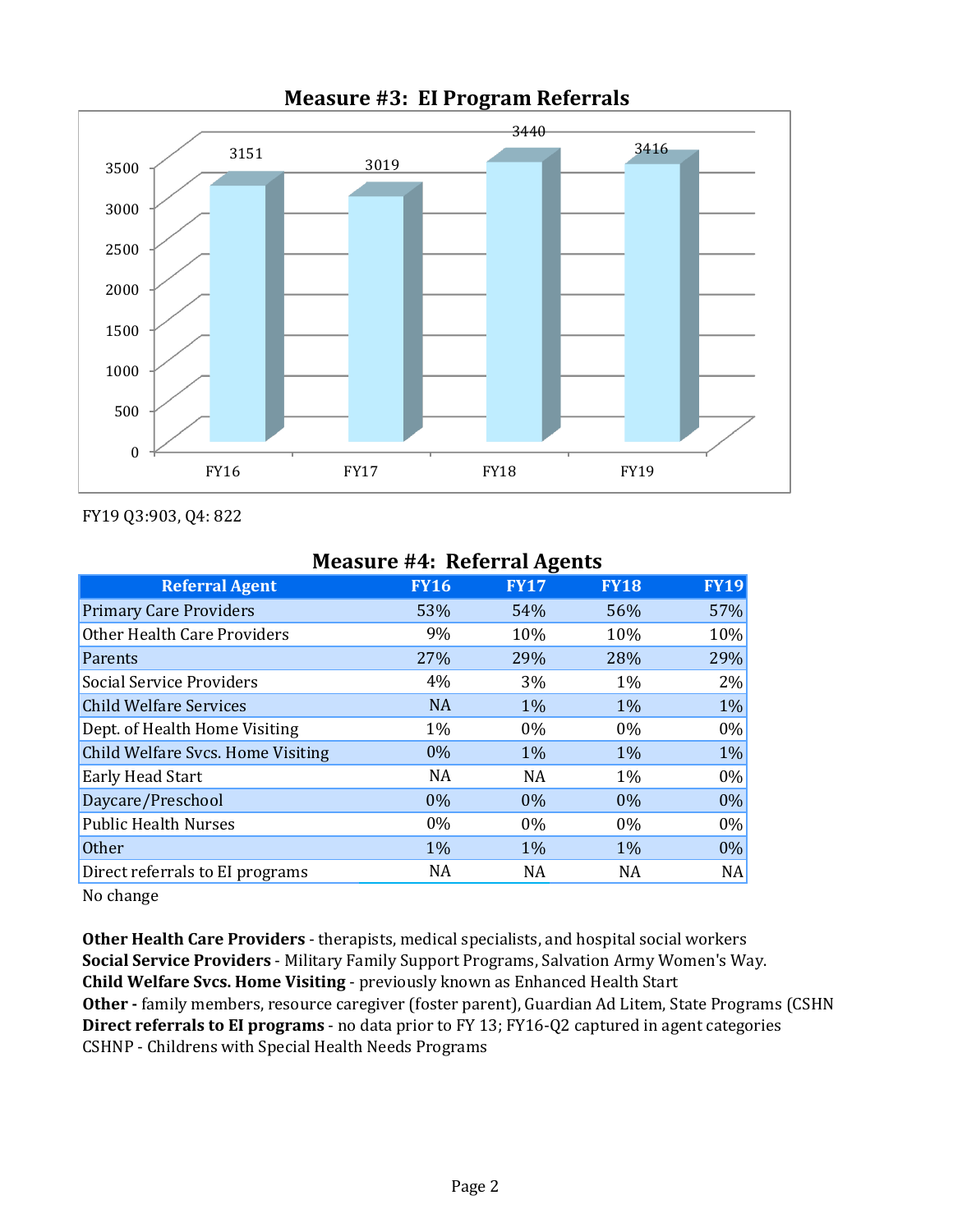## Measure #3: EI Program Referrals

| FY | Referrals |
|---|---|
| FY16 | 3151 |
| FY17 | 3019 |
| FY18 | 3440 |
| FY19 | 3416 |

FY19 Q3:903, Q4: 822

## Measure #4: Referral Agents

| Referral Agent | FY16 | FY17 | FY18 | FY19 |
|---|---|---|---|---|
| Primary Care Providers | 53% | 54% | 56% | 57% |
| Other Health Care Providers | 9% | 10% | 10% | 10% |
| Parents | 27% | 29% | 28% | 29% |
| Social Service Providers | 4% | 3% | 1% | 2% |
| Child Welfare Services | NA | 1% | 1% | 1% |
| Dept. of Health Home Visiting | 1% | 0% | 0% | 0% |
| Child Welfare Svcs. Home Visiting | 0% | 1% | 1% | 1% |
| Early Head Start | NA | NA | 1% | 0% |
| Daycare/Preschool | 0% | 0% | 0% | 0% |
| Public Health Nurses | 0% | 0% | 0% | 0% |
| Other | 1% | 1% | 1% | 0% |
| Direct referrals to EI programs | NA | NA | NA | NA |

No change

**Other Health Care Providers** - therapists, medical specialists, and hospital social workers
**Social Service Providers** - Military Family Support Programs, Salvation Army Women's Way.
**Child Welfare Svcs. Home Visiting** - previously known as Enhanced Health Start
**Other -** family members, resource caregiver (foster parent), Guardian Ad Litem, State Programs (CSHN
**Direct referrals to EI programs** - no data prior to FY 13; FY16-Q2 captured in agent categories
CSHNP - Childrens with Special Health Needs Programs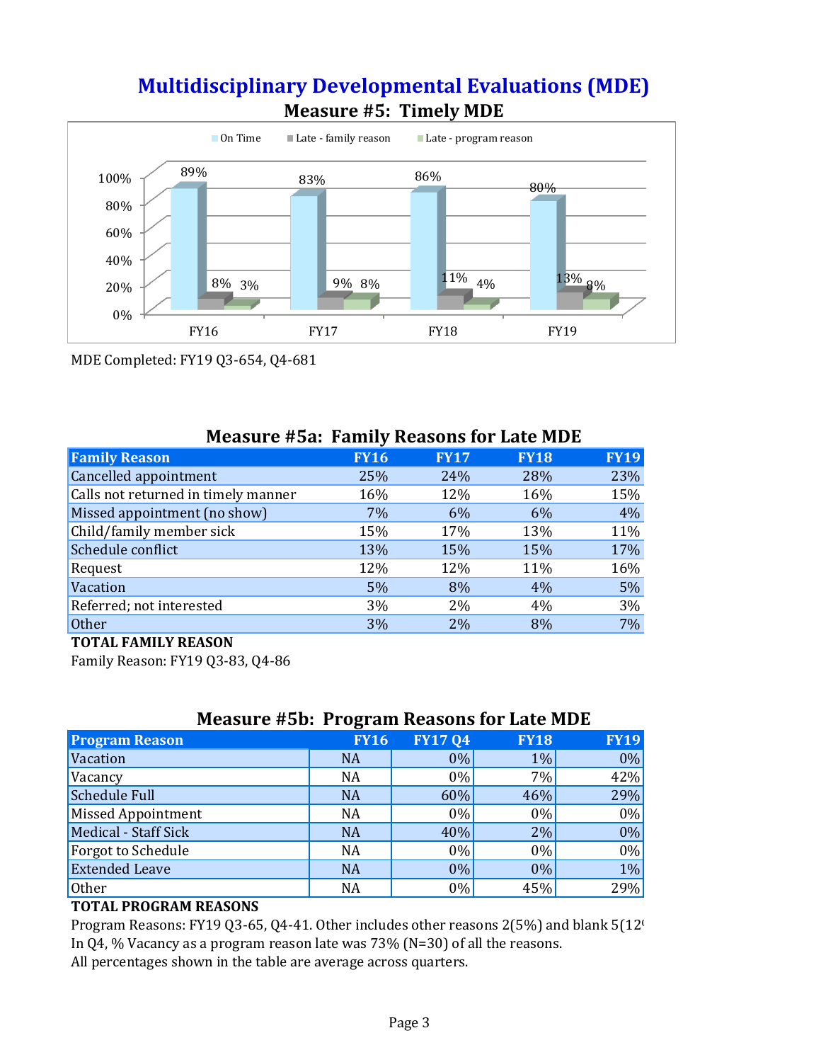# Multidisciplinary Developmental Evaluations (MDE)

## Measure #5: Timely MDE

| | On Time | Late - family reason | Late - program reason |
|---|---|---|---|
| FY16 | 89% | 8% | 3% |
| FY17 | 83% | 9% | 8% |
| FY18 | 86% | 11% | 4% |
| FY19 | 80% | 13% | 8% |

MDE Completed: FY19 Q3-654, Q4-681

## Measure #5a: Family Reasons for Late MDE

| Family Reason | FY16 | FY17 | FY18 | FY19 |
|---|---|---|---|---|
| Cancelled appointment | 25% | 24% | 28% | 23% |
| Calls not returned in timely manner | 16% | 12% | 16% | 15% |
| Missed appointment (no show) | 7% | 6% | 6% | 4% |
| Child/family member sick | 15% | 17% | 13% | 11% |
| Schedule conflict | 13% | 15% | 15% | 17% |
| Request | 12% | 12% | 11% | 16% |
| Vacation | 5% | 8% | 4% | 5% |
| Referred; not interested | 3% | 2% | 4% | 3% |
| Other | 3% | 2% | 8% | 7% |
| **TOTAL FAMILY REASON** | | | | |

Family Reason: FY19 Q3-83, Q4-86

## Measure #5b: Program Reasons for Late MDE

| Program Reason | FY16 | FY17 Q4 | FY18 | FY19 |
|---|---|---|---|---|
| Vacation | NA | 0% | 1% | 0% |
| Vacancy | NA | 0% | 7% | 42% |
| Schedule Full | NA | 60% | 46% | 29% |
| Missed Appointment | NA | 0% | 0% | 0% |
| Medical - Staff Sick | NA | 40% | 2% | 0% |
| Forgot to Schedule | NA | 0% | 0% | 0% |
| Extended Leave | NA | 0% | 0% | 1% |
| Other | NA | 0% | 45% | 29% |
| **TOTAL PROGRAM REASONS** | | | | |

Program Reasons: FY19 Q3-65, Q4-41. Other includes other reasons 2(5%) and blank 5(12

In Q4, % Vacancy as a program reason late was 73% (N=30) of all the reasons.

All percentages shown in the table are average across quarters.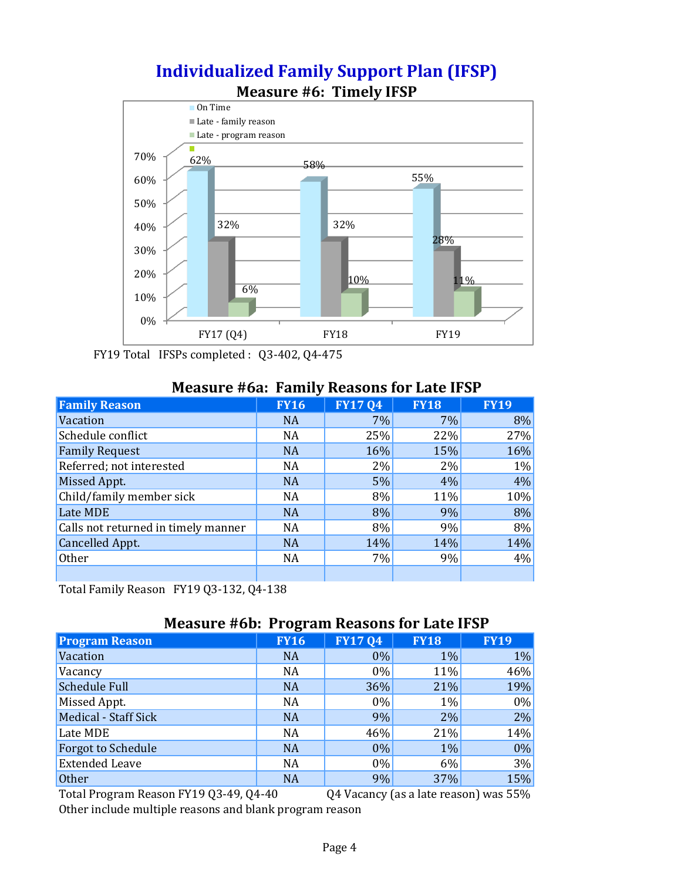# Individualized Family Support Plan (IFSP)

## Measure #6: Timely IFSP

| | On Time | Late - family reason | Late - program reason |
|---|---|---|---|
| FY17 (Q4) | 62% | 32% | 6% |
| FY18 | 58% | 32% | 10% |
| FY19 | 55% | 28% | 11% |

FY19 Total IFSPs completed : Q3-402, Q4-475

## Measure #6a: Family Reasons for Late IFSP

| Family Reason | FY16 | FY17 Q4 | FY18 | FY19 |
|---|---|---|---|---|
| Vacation | NA | 7% | 7% | 8% |
| Schedule conflict | NA | 25% | 22% | 27% |
| Family Request | NA | 16% | 15% | 16% |
| Referred; not interested | NA | 2% | 2% | 1% |
| Missed Appt. | NA | 5% | 4% | 4% |
| Child/family member sick | NA | 8% | 11% | 10% |
| Late MDE | NA | 8% | 9% | 8% |
| Calls not returned in timely manner | NA | 8% | 9% | 8% |
| Cancelled Appt. | NA | 14% | 14% | 14% |
| Other | NA | 7% | 9% | 4% |
| | | | | |

Total Family Reason FY19 Q3-132, Q4-138

## Measure #6b: Program Reasons for Late IFSP

| Program Reason | FY16 | FY17 Q4 | FY18 | FY19 |
|---|---|---|---|---|
| Vacation | NA | 0% | 1% | 1% |
| Vacancy | NA | 0% | 11% | 46% |
| Schedule Full | NA | 36% | 21% | 19% |
| Missed Appt. | NA | 0% | 1% | 0% |
| Medical - Staff Sick | NA | 9% | 2% | 2% |
| Late MDE | NA | 46% | 21% | 14% |
| Forgot to Schedule | NA | 0% | 1% | 0% |
| Extended Leave | NA | 0% | 6% | 3% |
| Other | NA | 9% | 37% | 15% |

Total Program Reason FY19 Q3-49, Q4-40 Q4 Vacancy (as a late reason) was 55%

Other include multiple reasons and blank program reason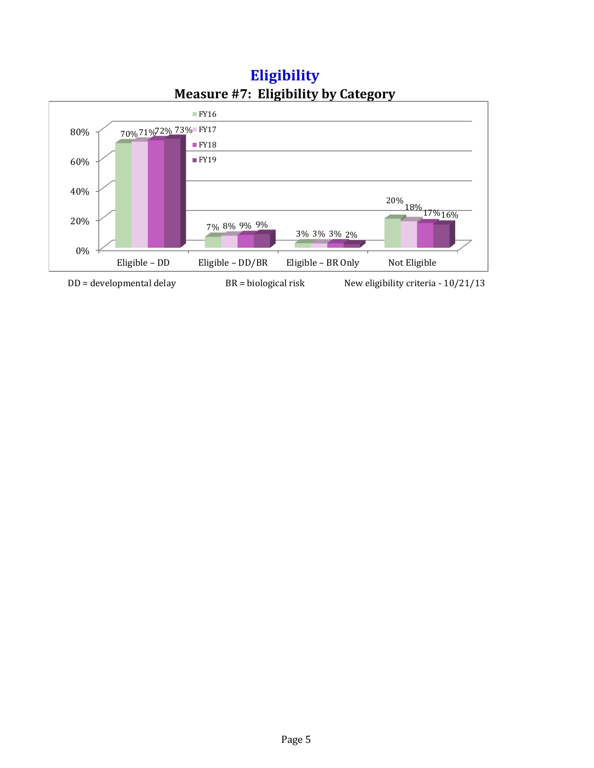# Eligibility

## Measure #7: Eligibility by Category

| Category | FY16 | FY17 | FY18 | FY19 |
|---|---|---|---|---|
| Eligible – DD | 70% | 71% | 72% | 73% |
| Eligible – DD/BR | 7% | 8% | 9% | 9% |
| Eligible – BR Only | 3% | 3% | 3% | 2% |
| Not Eligible | 20% | 18% | 17% | 16% |

DD = developmental delay    BR = biological risk    New eligibility criteria - 10/21/13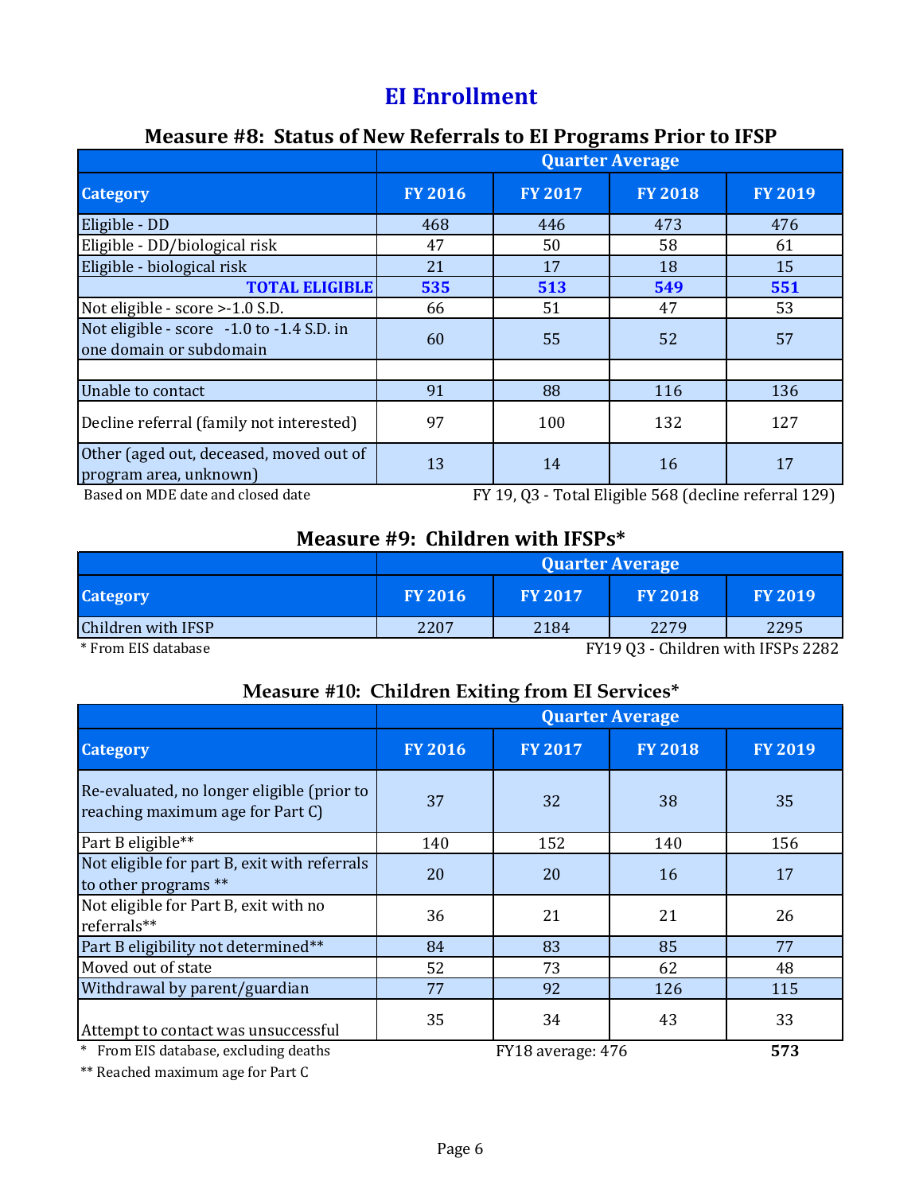# EI Enrollment

## Measure #8: Status of New Referrals to EI Programs Prior to IFSP

| Category | Quarter Average | | | |
|---|---|---|---|---|
| | FY 2016 | FY 2017 | FY 2018 | FY 2019 |
| Eligible - DD | 468 | 446 | 473 | 476 |
| Eligible - DD/biological risk | 47 | 50 | 58 | 61 |
| Eligible - biological risk | 21 | 17 | 18 | 15 |
| **TOTAL ELIGIBLE** | **535** | **513** | **549** | **551** |
| Not eligible - score >-1.0 S.D. | 66 | 51 | 47 | 53 |
| Not eligible - score -1.0 to -1.4 S.D. in one domain or subdomain | 60 | 55 | 52 | 57 |
| | | | | |
| Unable to contact | 91 | 88 | 116 | 136 |
| Decline referral (family not interested) | 97 | 100 | 132 | 127 |
| Other (aged out, deceased, moved out of program area, unknown) | 13 | 14 | 16 | 17 |

Based on MDE date and closed date

FY 19, Q3 - Total Eligible 568 (decline referral 129)

## Measure #9: Children with IFSPs*

| Category | Quarter Average | | | |
|---|---|---|---|---|
| | FY 2016 | FY 2017 | FY 2018 | FY 2019 |
| Children with IFSP | 2207 | 2184 | 2279 | 2295 |

\* From EIS database

FY19 Q3 - Children with IFSPs 2282

## Measure #10: Children Exiting from EI Services*

| Category | Quarter Average | | | |
|---|---|---|---|---|
| | FY 2016 | FY 2017 | FY 2018 | FY 2019 |
| Re-evaluated, no longer eligible (prior to reaching maximum age for Part C) | 37 | 32 | 38 | 35 |
| Part B eligible** | 140 | 152 | 140 | 156 |
| Not eligible for part B, exit with referrals to other programs ** | 20 | 20 | 16 | 17 |
| Not eligible for Part B, exit with no referrals** | 36 | 21 | 21 | 26 |
| Part B eligibility not determined** | 84 | 83 | 85 | 77 |
| Moved out of state | 52 | 73 | 62 | 48 |
| Withdrawal by parent/guardian | 77 | 92 | 126 | 115 |
| Attempt to contact was unsuccessful | 35 | 34 | 43 | 33 |
| | | | FY18 average: 476 | **573** |

\* From EIS database, excluding deaths

\*\* Reached maximum age for Part C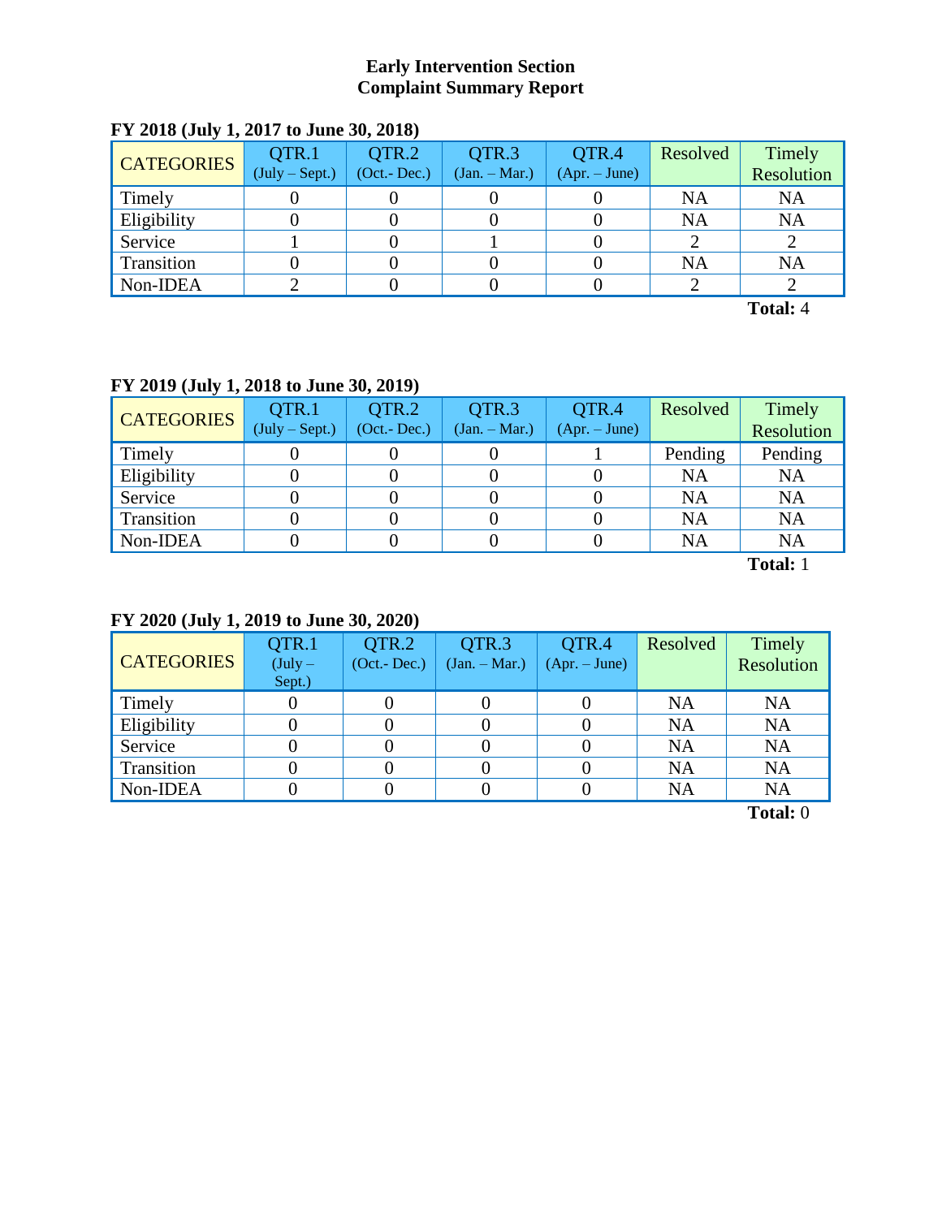# Early Intervention Section
# Complaint Summary Report

**FY 2018 (July 1, 2017 to June 30, 2018)**

| CATEGORIES | QTR.1 (July – Sept.) | QTR.2 (Oct.- Dec.) | QTR.3 (Jan. – Mar.) | QTR.4 (Apr. – June) | Resolved | Timely Resolution |
|---|---|---|---|---|---|---|
| Timely | 0 | 0 | 0 | 0 | NA | NA |
| Eligibility | 0 | 0 | 0 | 0 | NA | NA |
| Service | 1 | 0 | 1 | 0 | 2 | 2 |
| Transition | 0 | 0 | 0 | 0 | NA | NA |
| Non-IDEA | 2 | 0 | 0 | 0 | 2 | 2 |

**Total:** 4

**FY 2019 (July 1, 2018 to June 30, 2019)**

| CATEGORIES | QTR.1 (July – Sept.) | QTR.2 (Oct.- Dec.) | QTR.3 (Jan. – Mar.) | QTR.4 (Apr. – June) | Resolved | Timely Resolution |
|---|---|---|---|---|---|---|
| Timely | 0 | 0 | 0 | 1 | Pending | Pending |
| Eligibility | 0 | 0 | 0 | 0 | NA | NA |
| Service | 0 | 0 | 0 | 0 | NA | NA |
| Transition | 0 | 0 | 0 | 0 | NA | NA |
| Non-IDEA | 0 | 0 | 0 | 0 | NA | NA |

**Total:** 1

**FY 2020 (July 1, 2019 to June 30, 2020)**

| CATEGORIES | QTR.1 (July – Sept.) | QTR.2 (Oct.- Dec.) | QTR.3 (Jan. – Mar.) | QTR.4 (Apr. – June) | Resolved | Timely Resolution |
|---|---|---|---|---|---|---|
| Timely | 0 | 0 | 0 | 0 | NA | NA |
| Eligibility | 0 | 0 | 0 | 0 | NA | NA |
| Service | 0 | 0 | 0 | 0 | NA | NA |
| Transition | 0 | 0 | 0 | 0 | NA | NA |
| Non-IDEA | 0 | 0 | 0 | 0 | NA | NA |

**Total:** 0